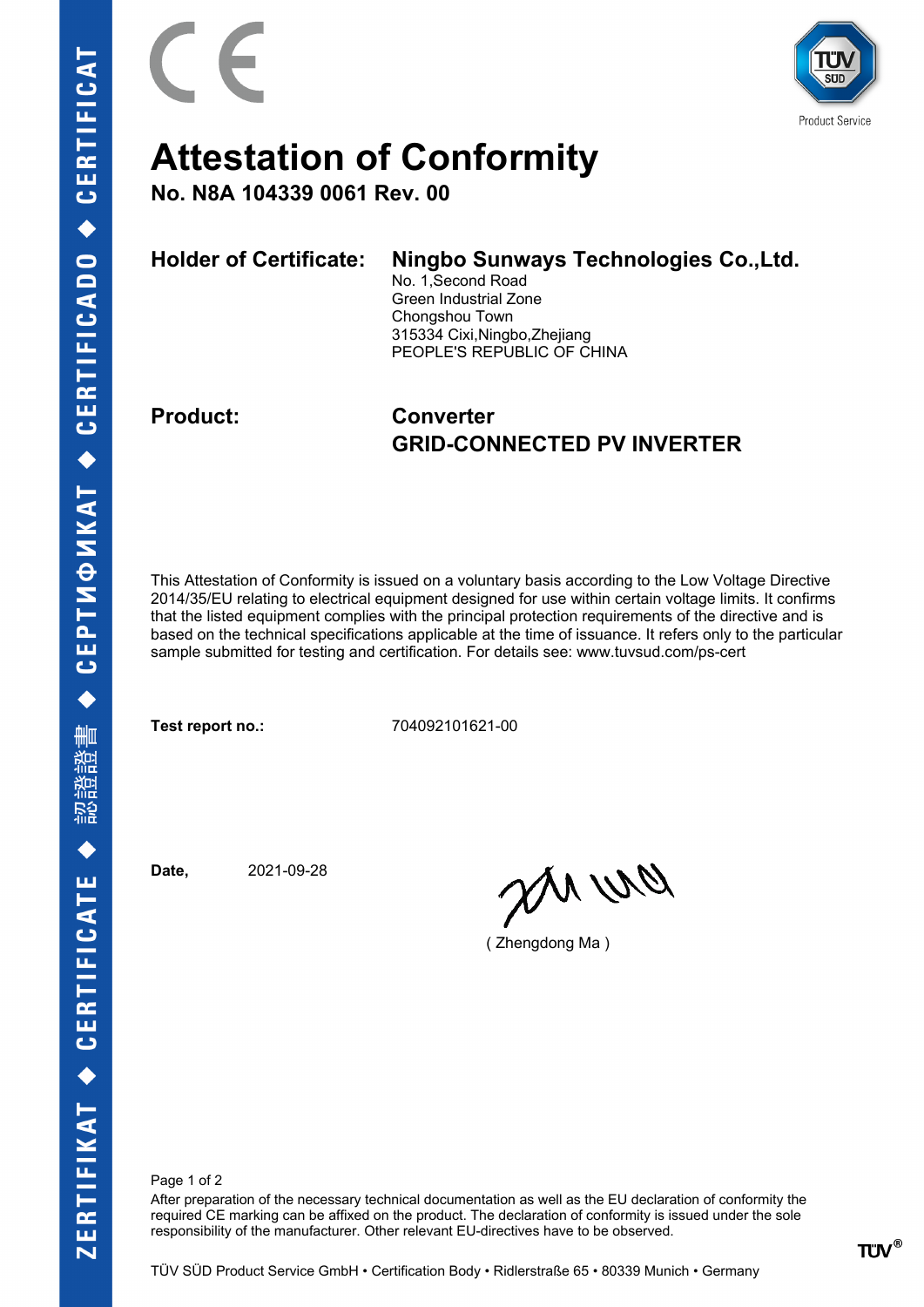# Attestation of Conformity

## No. N8A 104339 0061 Rev. 00

**Holder of Certificate:** **Ningbo Sunways Technologies Co.,Ltd.**
No. 1,Second Road
Green Industrial Zone
Chongshou Town
315334 Cixi,Ningbo,Zhejiang
PEOPLE'S REPUBLIC OF CHINA

**Product:** **Converter**
**GRID-CONNECTED PV INVERTER**

This Attestation of Conformity is issued on a voluntary basis according to the Low Voltage Directive 2014/35/EU relating to electrical equipment designed for use within certain voltage limits. It confirms that the listed equipment complies with the principal protection requirements of the directive and is based on the technical specifications applicable at the time of issuance. It refers only to the particular sample submitted for testing and certification. For details see: www.tuvsud.com/ps-cert

**Test report no.:** 704092101621-00

**Date,** 2021-09-28

( Zhengdong Ma )

After preparation of the necessary technical documentation as well as the EU declaration of conformity the required CE marking can be affixed on the product. The declaration of conformity is issued under the sole responsibility of the manufacturer. Other relevant EU-directives have to be observed.

TÜV SÜD Product Service GmbH • Certification Body • Ridlerstraße 65 • 80339 Munich • Germany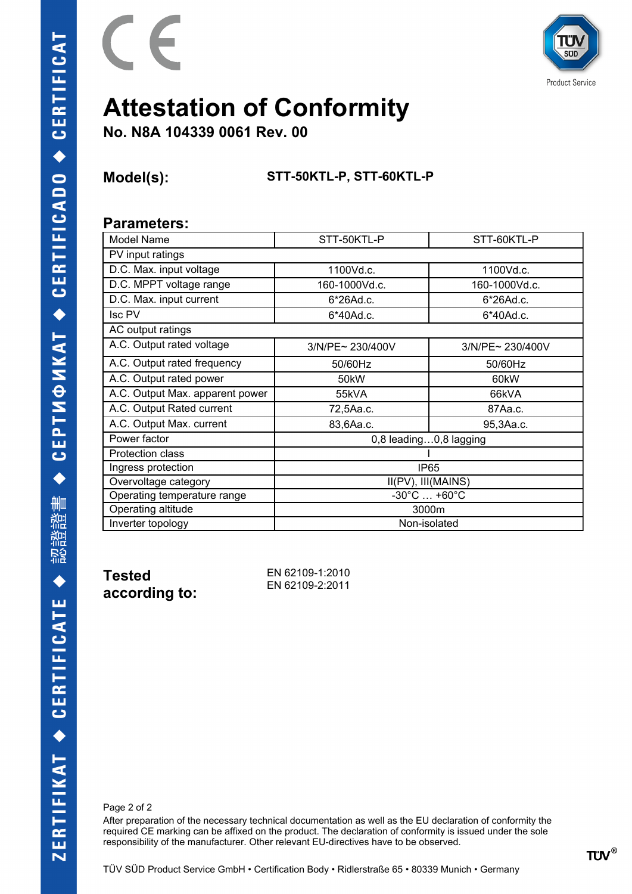# Attestation of Conformity

**No. N8A 104339 0061 Rev. 00**

**Model(s):** **STT-50KTL-P, STT-60KTL-P**

## Parameters:

| Model Name | STT-50KTL-P | STT-60KTL-P |
|---|---|---|
| PV input ratings | | |
| D.C. Max. input voltage | 1100Vd.c. | 1100Vd.c. |
| D.C. MPPT voltage range | 160-1000Vd.c. | 160-1000Vd.c. |
| D.C. Max. input current | 6*26Ad.c. | 6*26Ad.c. |
| Isc PV | 6*40Ad.c. | 6*40Ad.c. |
| AC output ratings | | |
| A.C. Output rated voltage | 3/N/PE~ 230/400V | 3/N/PE~ 230/400V |
| A.C. Output rated frequency | 50/60Hz | 50/60Hz |
| A.C. Output rated power | 50kW | 60kW |
| A.C. Output Max. apparent power | 55kVA | 66kVA |
| A.C. Output Rated current | 72,5Aa.c. | 87Aa.c. |
| A.C. Output Max. current | 83,6Aa.c. | 95,3Aa.c. |
| Power factor | 0,8 leading…0,8 lagging | |
| Protection class | I | |
| Ingress protection | IP65 | |
| Overvoltage category | II(PV), III(MAINS) | |
| Operating temperature range | -30°C … +60°C | |
| Operating altitude | 3000m | |
| Inverter topology | Non-isolated | |

**Tested according to:**

EN 62109-1:2010
EN 62109-2:2011

After preparation of the necessary technical documentation as well as the EU declaration of conformity the required CE marking can be affixed on the product. The declaration of conformity is issued under the sole responsibility of the manufacturer. Other relevant EU-directives have to be observed.

TÜV SÜD Product Service GmbH • Certification Body • Ridlerstraße 65 • 80339 Munich • Germany